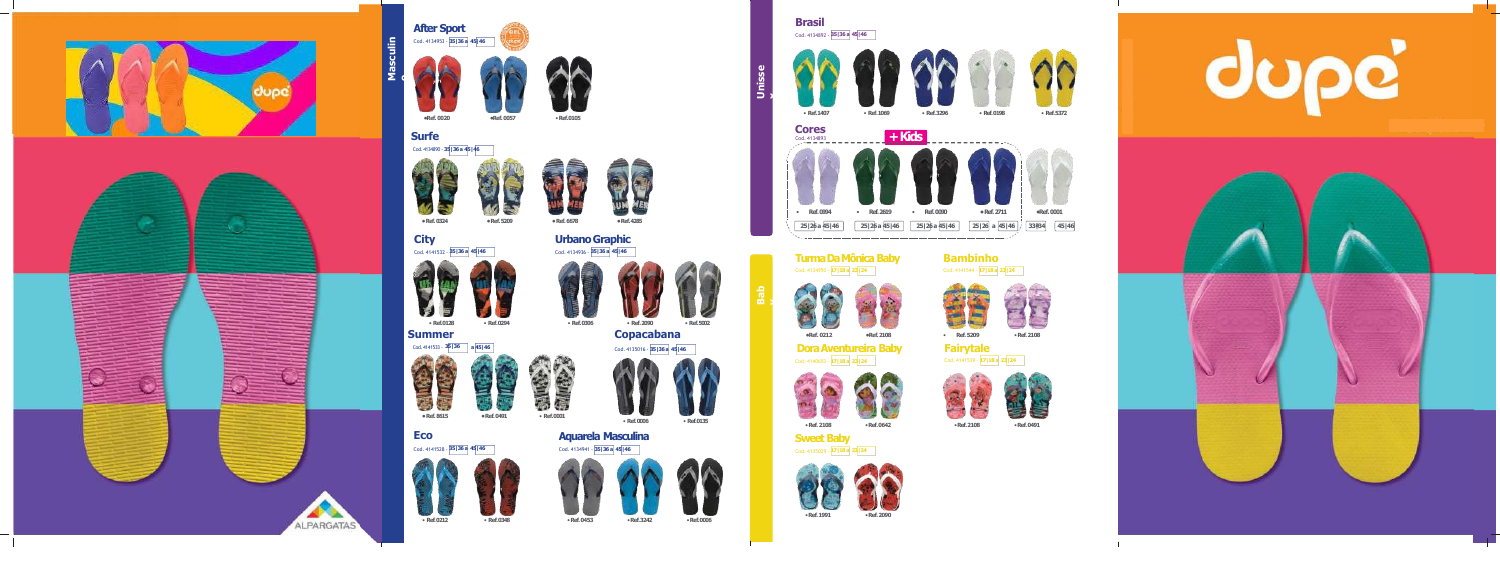**Masculino**

## After Sport

Cod. 4134953 - 35|36 a 45|46

- Ref. 0020
- Ref. 0057
- Ref. 0105

## Surfe

Cod. 4134890 - 35|36 a 45|46

- Ref. 0324
- Ref. 5209
- Ref. 6676
- Ref. 4285

## City

Cod. 4141532 - 35|36 a 45|46

- Ref. 0128
- Ref. 0294

## Urbano Graphic

Cod. 4134936 - 35|36 a 45|46

- Ref. 0006
- Ref. 2090
- Ref. 5932

## Summer

Cod. 4141533 - 35|36 a 45|46

- Ref. 8815
- Ref. 0491
- Ref. 0001

## Copacabana

Cod. 4135016 - 35|36 a 45|46

- Ref. 0006
- Ref. 0135

## Eco

Cod. 4141528 - 35|36 a 45|46

- Ref. 0212
- Ref. 0348

## Aquarela Masculina

Cod. 4134941 - 35|36 a 45|46

- Ref. 0453
- Ref. 3242
- Ref. 0006

**Unissex**

## Brasil

Cod. 4134892 - 35|36 a 45|46

- Ref. 1407
- Ref. 1069
- Ref. 3296
- Ref. 0198
- Ref. 5372

## Cores

Cod. 4134891

+ Kids

- Ref. 0094 — 25|26 a 45|46
- Ref. 2829 — 25|26 a 45|46
- Ref. 0080 — 25|26 a 45|46
- Ref. 2711 — 25|26 a 45|46
- Ref. 0001 — 33|34 45|46

**Baby**

## Turma Da Mônica Baby

Cod. 4134950 - 17|18 a 23|24

- Ref. 0212
- Ref. 2108

## Bambinho

Cod. 4141544 - 17|18 a 23|24

- Ref. 5209
- Ref. 2108

## Dora Aventureira Baby

Cod. 4140683 - 17|18 a 23|24

- Ref. 2108
- Ref. 0642

## Fairytale

Cod. 4141520 - 17|18 a 23|24

- Ref. 2108
- Ref. 0491

## Sweet Baby

Cod. 4135024 - 17|18 a 23|24

- Ref. 1091
- Ref. 2090

dupé

ALPARGATAS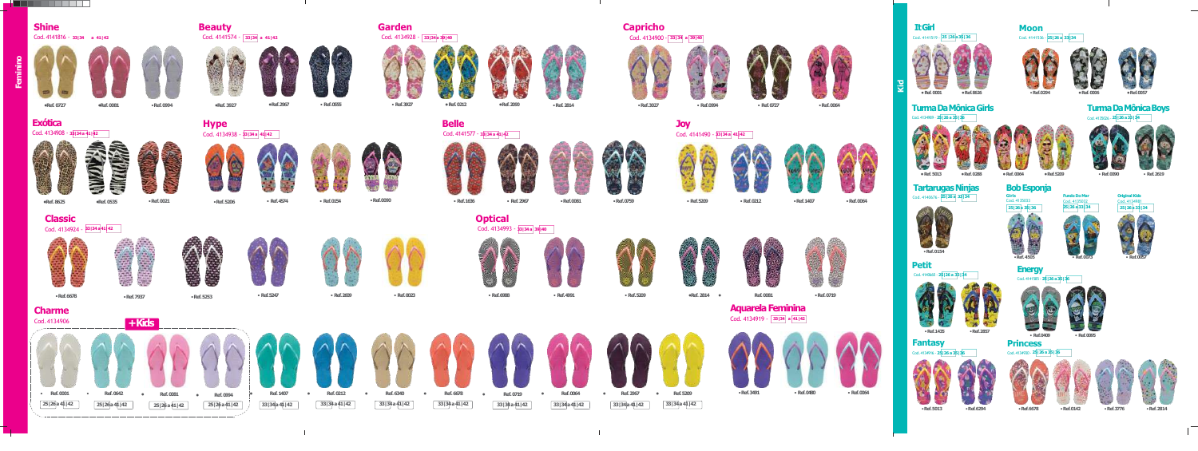Feminino

## Shine

Cod. 4141816 - 33|34 a 41|42

• Ref. 0727 • Ref. 0081 • Ref. 0094

## Beauty

Cod. 4141574 - 33|34 a 41|42

• Ref. 3927 • Ref. 2967 • Ref. 0555

## Garden

Cod. 4134928 - 33|34 a 39|40

• Ref. 3927 • Ref. 0212 • Ref. 2090 • Ref. 2814

## Capricho

Cod. 4134900 - 33|34 a 39|40

• Ref. 3027 • Ref. 0094 • Ref. 0727 • Ref. 0064

## Exótica

Cod. 4134908 - 33|34 a 41|42

• Ref. 8625 • Ref. 0535 • Ref. 0021

## Hype

Cod. 4134938 - 33|34 a 41|42

• Ref. 5206 • Ref. 4574 • Ref. 0154 • Ref. 0090

## Belle

Cod. 4141577 - 33|34 a 41|42

• Ref. 1636 • Ref. 2967 • Ref. 0081 • Ref. 0759

## Joy

Cod. 4141490 - 33|34 a 41|42

• Ref. 5209 • Ref. 0212 • Ref. 1407 • Ref. 0064

## Classic

Cod. 4134924 - 33|34 a 41|42

• Ref. 6678 • Ref. 7937 • Ref. 5253 • Ref. 5247 • Ref. 2809 • Ref. 0023

## Optical

Cod. 4134993 - 33|34 a 39|40

• Ref. 6988 • Ref. 4991 • Ref. 5209 • Ref. 2814 • Ref. 0081 • Ref. 0719

## Charme

Cod. 4134906

+ Kids

| | | | | | | | | | | | | |
|---|---|---|---|---|---|---|---|---|---|---|---|---|
| • Ref. 0001 | • Ref. 0642 | • Ref. 0081 | • Ref. 0094 | • Ref. 1407 | • Ref. 0212 | • Ref. 6340 | • Ref. 6678 | • Ref. 0719 | • Ref. 0064 | • Ref. 2967 | • Ref. 5209 |
| 25\|26 a 41\|42 | 25\|26 a 41\|42 | 25\|26 a 41\|42 | 25\|26 a 41\|42 | 33\|34 a 41\|42 | 33\|34 a 41\|42 | 33\|34 a 41\|42 | 33\|34 a 41\|42 | 33\|34 a 41\|42 | 33\|34 a 41\|42 | 33\|34 a 41\|42 | 33\|34 a 41\|42 |

## Aquarela Feminina

Cod. 4134919 - 33|34 a 41|42

• Ref. 3491 • Ref. 0480 • Ref. 0064

Kid

## It Girl

Cod. 4141519 - 25|26 a 35|36

• Ref. 0001 • Ref. 8636

## Moon

Cod. 4141536 - 25|26 a 33|34

• Ref. 0294 • Ref. 0006 • Ref. 0057

## Turma Da Mônica Girls

Cod. 4134989 - 25|26 a 35|36

• Ref. 5013 • Ref. 0288 • Ref. 0064 • Ref. 5209

## Turma Da Mônica Boys

Cod. 4135000 - 25|26 a 33|34

• Ref. 0090 • Ref. 2619

## Tartarugas Ninjas

Cod. 4140676 - 25|26 a 33|34

• Ref. 0154

## Bob Esponja

**Girls**
Cod. 4135031
25|26 a 35|36

• Ref. 4505

**Fundo Do Mar**
Cod. 4135032
25|26 a 33|34

• Ref. 0073

**Original Kids**
Cod. 4134981
25|26 a 33|34

• Ref. 0057

## Petit

Cod. 4140665 - 25|26 a 33|34

• Ref. 1435 • Ref. 2857

## Energy

Cod. 4141585 - 25|26 a 35|36

• Ref. 0409 • Ref. 0095

## Fantasy

Cod. 4134916 - 25|26 a 35|36

• Ref. 5013 • Ref. 6294

## Princess

Cod. 4134930 - 25|26 a 35|36

• Ref. 6678 • Ref. 0142 • Ref. 3776 • Ref. 2814